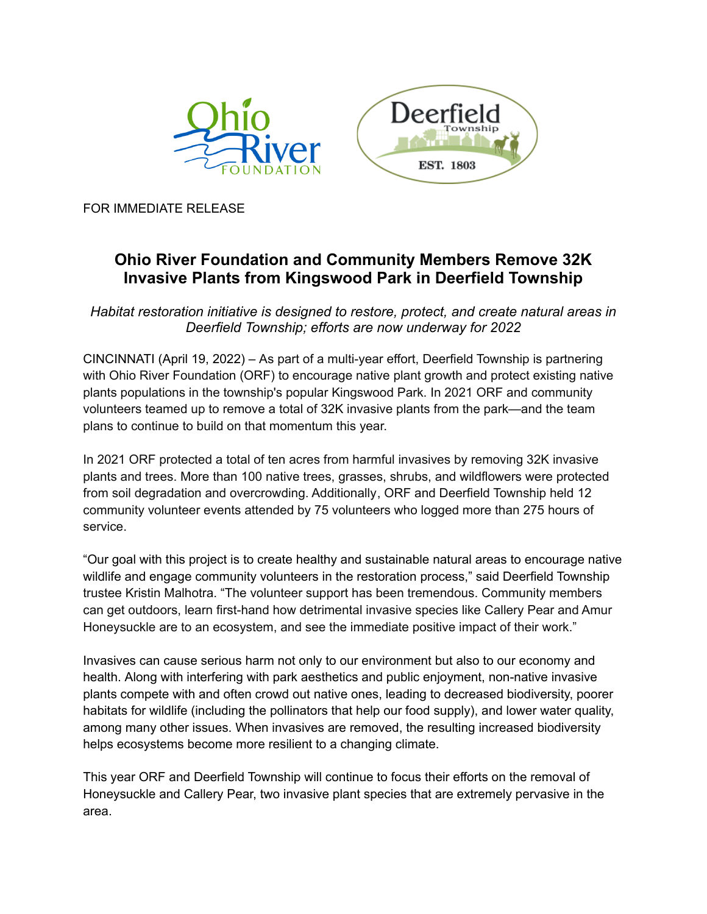FOR IMMEDIATE RELEASE

# Ohio River Foundation and Community Members Remove 32K Invasive Plants from Kingswood Park in Deerfield Township

*Habitat restoration initiative is designed to restore, protect, and create natural areas in Deerfield Township; efforts are now underway for 2022*

CINCINNATI (April 19, 2022) – As part of a multi-year effort, Deerfield Township is partnering with Ohio River Foundation (ORF) to encourage native plant growth and protect existing native plants populations in the township's popular Kingswood Park. In 2021 ORF and community volunteers teamed up to remove a total of 32K invasive plants from the park—and the team plans to continue to build on that momentum this year.

In 2021 ORF protected a total of ten acres from harmful invasives by removing 32K invasive plants and trees. More than 100 native trees, grasses, shrubs, and wildflowers were protected from soil degradation and overcrowding. Additionally, ORF and Deerfield Township held 12 community volunteer events attended by 75 volunteers who logged more than 275 hours of service.

"Our goal with this project is to create healthy and sustainable natural areas to encourage native wildlife and engage community volunteers in the restoration process," said Deerfield Township trustee Kristin Malhotra. "The volunteer support has been tremendous. Community members can get outdoors, learn first-hand how detrimental invasive species like Callery Pear and Amur Honeysuckle are to an ecosystem, and see the immediate positive impact of their work."

Invasives can cause serious harm not only to our environment but also to our economy and health. Along with interfering with park aesthetics and public enjoyment, non-native invasive plants compete with and often crowd out native ones, leading to decreased biodiversity, poorer habitats for wildlife (including the pollinators that help our food supply), and lower water quality, among many other issues. When invasives are removed, the resulting increased biodiversity helps ecosystems become more resilient to a changing climate.

This year ORF and Deerfield Township will continue to focus their efforts on the removal of Honeysuckle and Callery Pear, two invasive plant species that are extremely pervasive in the area.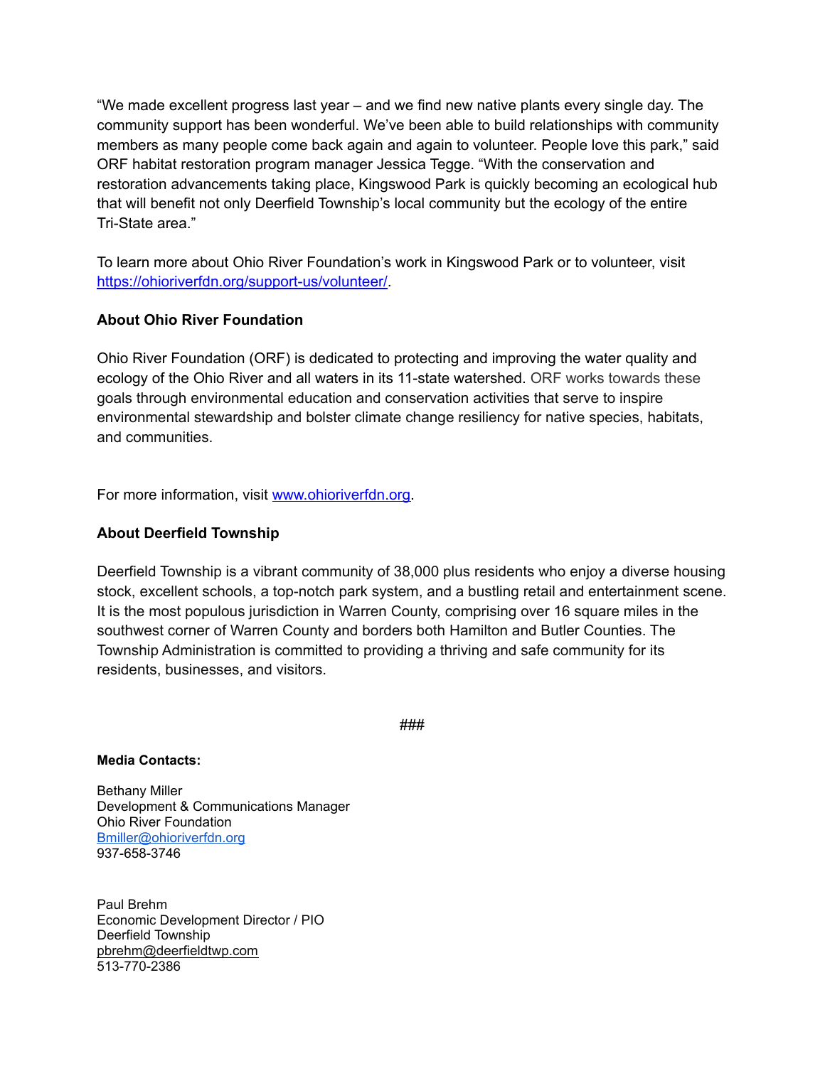"We made excellent progress last year – and we find new native plants every single day. The community support has been wonderful. We've been able to build relationships with community members as many people come back again and again to volunteer. People love this park," said ORF habitat restoration program manager Jessica Tegge. "With the conservation and restoration advancements taking place, Kingswood Park is quickly becoming an ecological hub that will benefit not only Deerfield Township's local community but the ecology of the entire Tri-State area."

To learn more about Ohio River Foundation's work in Kingswood Park or to volunteer, visit [https://ohioriverfdn.org/support-us/volunteer/](https://ohioriverfdn.org/support-us/volunteer/).

**About Ohio River Foundation**

Ohio River Foundation (ORF) is dedicated to protecting and improving the water quality and ecology of the Ohio River and all waters in its 11-state watershed. ORF works towards these goals through environmental education and conservation activities that serve to inspire environmental stewardship and bolster climate change resiliency for native species, habitats, and communities.

For more information, visit [www.ohioriverfdn.org](www.ohioriverfdn.org).

**About Deerfield Township**

Deerfield Township is a vibrant community of 38,000 plus residents who enjoy a diverse housing stock, excellent schools, a top-notch park system, and a bustling retail and entertainment scene. It is the most populous jurisdiction in Warren County, comprising over 16 square miles in the southwest corner of Warren County and borders both Hamilton and Butler Counties. The Township Administration is committed to providing a thriving and safe community for its residents, businesses, and visitors.

###

**Media Contacts:**

Bethany Miller
Development & Communications Manager
Ohio River Foundation
Bmiller@ohioriverfdn.org
937-658-3746

Paul Brehm
Economic Development Director / PIO
Deerfield Township
pbrehm@deerfieldtwp.com
513-770-2386